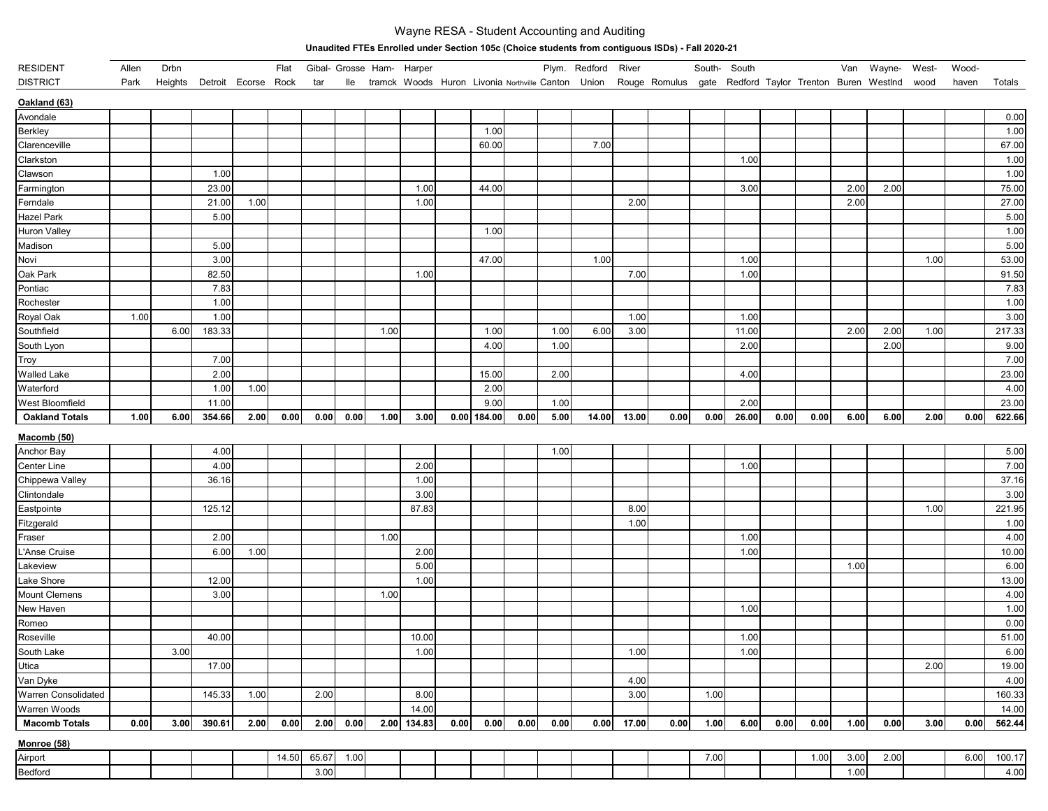# Wayne RESA - Student Accounting and Auditing

**Unaudited FTEs Enrolled under Section 105c (Choice students from contiguous ISDs) - Fall 2020-21**

| RESIDENT DISTRICT | Allen Park | Drbn Heights | Detroit | Ecorse | Flat Rock | Gibal-tar | Grosse Ile | Ham-tramck | Harper Woods | Huron | Livonia | Northville | Plym. Canton | Redford Union | River Rouge | Romulus | South-gate | South Redford | Taylor | Trenton | Van Buren | Wayne-Westlnd | West-wood | Wood-haven | Totals |
|---|---|---|---|---|---|---|---|---|---|---|---|---|---|---|---|---|---|---|---|---|---|---|---|---|
| **Oakland (63)** | | | | | | | | | | | | | | | | | | | | | | | | | |
| Avondale | | | | | | | | | | | | | | | | | | | | | | | | | 0.00 |
| Berkley | | | | | | | | | | | 1.00 | | | | | | | | | | | | | | 1.00 |
| Clarenceville | | | | | | | | | | | 60.00 | | | 7.00 | | | | | | | | | | | 67.00 |
| Clarkston | | | | | | | | | | | | | | | | | | 1.00 | | | | | | | 1.00 |
| Clawson | | | 1.00 | | | | | | | | | | | | | | | | | | | | | | 1.00 |
| Farmington | | | 23.00 | | | | | | 1.00 | | 44.00 | | | | | | | 3.00 | | | 2.00 | 2.00 | | | 75.00 |
| Ferndale | | | 21.00 | 1.00 | | | | | 1.00 | | | | | | 2.00 | | | | | | 2.00 | | | | 27.00 |
| Hazel Park | | | 5.00 | | | | | | | | | | | | | | | | | | | | | | 5.00 |
| Huron Valley | | | | | | | | | | | 1.00 | | | | | | | | | | | | | | 1.00 |
| Madison | | | 5.00 | | | | | | | | | | | | | | | | | | | | | | 5.00 |
| Novi | | | 3.00 | | | | | | | | 47.00 | | | 1.00 | | | | 1.00 | | | | | 1.00 | | 53.00 |
| Oak Park | | | 82.50 | | | | | | 1.00 | | | | | | 7.00 | | | 1.00 | | | | | | | 91.50 |
| Pontiac | | | 7.83 | | | | | | | | | | | | | | | | | | | | | | 7.83 |
| Rochester | | | 1.00 | | | | | | | | | | | | | | | | | | | | | | 1.00 |
| Royal Oak | 1.00 | | 1.00 | | | | | | | | | | | | 1.00 | | | 1.00 | | | | | | | 3.00 |
| Southfield | | 6.00 | 183.33 | | | | | 1.00 | | | 1.00 | | 1.00 | 6.00 | 3.00 | | | 11.00 | | | 2.00 | 2.00 | 1.00 | | 217.33 |
| South Lyon | | | | | | | | | | | 4.00 | | 1.00 | | | | | 2.00 | | | | 2.00 | | | 9.00 |
| Troy | | | 7.00 | | | | | | | | | | | | | | | | | | | | | | 7.00 |
| Walled Lake | | | 2.00 | | | | | | | | 15.00 | | 2.00 | | | | | 4.00 | | | | | | | 23.00 |
| Waterford | | | 1.00 | 1.00 | | | | | | | 2.00 | | | | | | | | | | | | | | 4.00 |
| West Bloomfield | | | 11.00 | | | | | | | | 9.00 | | 1.00 | | | | | 2.00 | | | | | | | 23.00 |
| **Oakland Totals** | **1.00** | **6.00** | **354.66** | **2.00** | **0.00** | **0.00** | **0.00** | **1.00** | **3.00** | **0.00** | **184.00** | **0.00** | **5.00** | **14.00** | **13.00** | **0.00** | **0.00** | **26.00** | **0.00** | **0.00** | **6.00** | **6.00** | **2.00** | **0.00** | **622.66** |
| **Macomb (50)** | | | | | | | | | | | | | | | | | | | | | | | | | |
| Anchor Bay | | | 4.00 | | | | | | | | | | 1.00 | | | | | | | | | | | | 5.00 |
| Center Line | | | 4.00 | | | | | | 2.00 | | | | | | | | | 1.00 | | | | | | | 7.00 |
| Chippewa Valley | | | 36.16 | | | | | | 1.00 | | | | | | | | | | | | | | | | 37.16 |
| Clintondale | | | | | | | | | 3.00 | | | | | | | | | | | | | | | | 3.00 |
| Eastpointe | | | 125.12 | | | | | | 87.83 | | | | | | 8.00 | | | | | | | | 1.00 | | 221.95 |
| Fitzgerald | | | | | | | | | | | | | | | 1.00 | | | | | | | | | | 1.00 |
| Fraser | | | 2.00 | | | | | 1.00 | | | | | | | | | | 1.00 | | | | | | | 4.00 |
| L'Anse Cruise | | | 6.00 | 1.00 | | | | | 2.00 | | | | | | | | | 1.00 | | | | | | | 10.00 |
| Lakeview | | | | | | | | | 5.00 | | | | | | | | | | | | 1.00 | | | | 6.00 |
| Lake Shore | | | 12.00 | | | | | | 1.00 | | | | | | | | | | | | | | | | 13.00 |
| Mount Clemens | | | 3.00 | | | | | 1.00 | | | | | | | | | | | | | | | | | 4.00 |
| New Haven | | | | | | | | | | | | | | | | | | 1.00 | | | | | | | 1.00 |
| Romeo | | | | | | | | | | | | | | | | | | | | | | | | | 0.00 |
| Roseville | | | 40.00 | | | | | | 10.00 | | | | | | | | | 1.00 | | | | | | | 51.00 |
| South Lake | | 3.00 | | | | | | | 1.00 | | | | | | 1.00 | | | 1.00 | | | | | | | 6.00 |
| Utica | | | 17.00 | | | | | | | | | | | | | | | | | | | | 2.00 | | 19.00 |
| Van Dyke | | | | | | | | | | | | | | | 4.00 | | | | | | | | | | 4.00 |
| Warren Consolidated | | | 145.33 | 1.00 | | 2.00 | | | 8.00 | | | | | | 3.00 | | 1.00 | | | | | | | | 160.33 |
| Warren Woods | | | | | | | | | 14.00 | | | | | | | | | | | | | | | | 14.00 |
| **Macomb Totals** | **0.00** | **3.00** | **390.61** | **2.00** | **0.00** | **2.00** | **0.00** | **2.00** | **134.83** | **0.00** | **0.00** | **0.00** | **0.00** | **0.00** | **17.00** | **0.00** | **1.00** | **6.00** | **0.00** | **0.00** | **1.00** | **0.00** | **3.00** | **0.00** | **562.44** |
| **Monroe (58)** | | | | | | | | | | | | | | | | | | | | | | | | | |
| Airport | | | | | 14.50 | 65.67 | 1.00 | | | | | | | | | | 7.00 | | | 1.00 | 3.00 | 2.00 | | 6.00 | 100.17 |
| Bedford | | | | | | 3.00 | | | | | | | | | | | | | | | 1.00 | | | | 4.00 |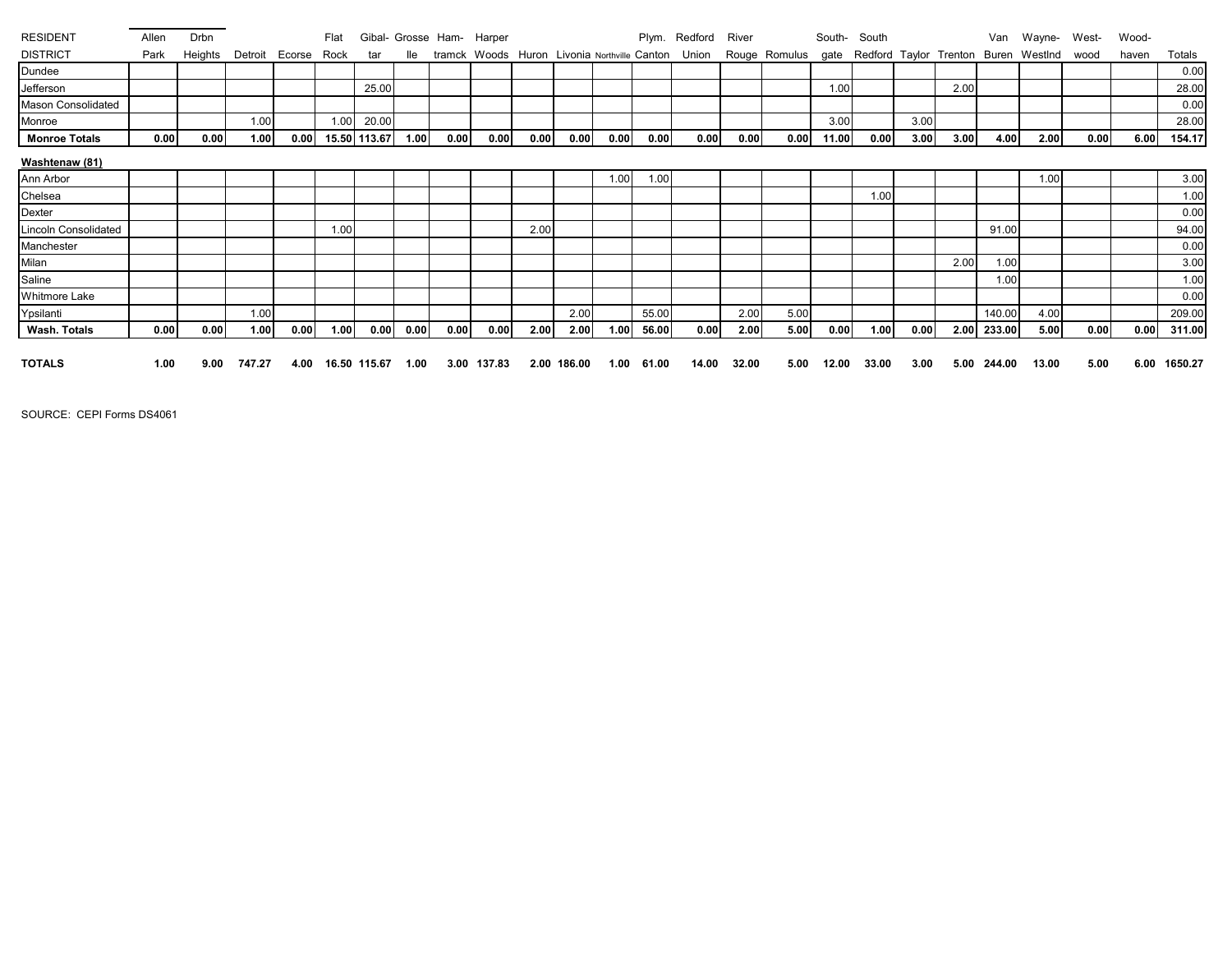| RESIDENT DISTRICT | Allen Park | Drbn Heights | Detroit | Ecorse | Flat Rock | Gibal-tar | Grosse Ile | Ham-tramck | Harper Woods | Huron | Livonia | Northville | Plym. Canton | Redford Union | River Rouge | Romulus | South-gate | South Redford | Taylor | Trenton | Van Buren | Wayne-Westlnd | West-wood | Wood-haven | Totals |
|---|---|---|---|---|---|---|---|---|---|---|---|---|---|---|---|---|---|---|---|---|---|---|---|---|---|
| Dundee | | | | | | | | | | | | | | | | | | | | | | | | | 0.00 |
| Jefferson | | | | | | 25.00 | | | | | | | | | | | 1.00 | | | 2.00 | | | | | 28.00 |
| Mason Consolidated | | | | | | | | | | | | | | | | | | | | | | | | | 0.00 |
| Monroe | | | 1.00 | | 1.00 | 20.00 | | | | | | | | | | | 3.00 | | 3.00 | | | | | | 28.00 |
| **Monroe Totals** | **0.00** | **0.00** | **1.00** | **0.00** | **15.50** | **113.67** | **1.00** | **0.00** | **0.00** | **0.00** | **0.00** | **0.00** | **0.00** | **0.00** | **0.00** | **0.00** | **11.00** | **0.00** | **3.00** | **3.00** | **4.00** | **2.00** | **0.00** | **6.00** | **154.17** |
| **Washtenaw (81)** | | | | | | | | | | | | | | | | | | | | | | | | | |
| Ann Arbor | | | | | | | | | | | | 1.00 | 1.00 | | | | | | | | | 1.00 | | | 3.00 |
| Chelsea | | | | | | | | | | | | | | | | | | 1.00 | | | | | | | 1.00 |
| Dexter | | | | | | | | | | | | | | | | | | | | | | | | | 0.00 |
| Lincoln Consolidated | | | | | 1.00 | | | | | 2.00 | | | | | | | | | | | 91.00 | | | | 94.00 |
| Manchester | | | | | | | | | | | | | | | | | | | | | | | | | 0.00 |
| Milan | | | | | | | | | | | | | | | | | | | | 2.00 | 1.00 | | | | 3.00 |
| Saline | | | | | | | | | | | | | | | | | | | | | 1.00 | | | | 1.00 |
| Whitmore Lake | | | | | | | | | | | | | | | | | | | | | | | | | 0.00 |
| Ypsilanti | | | 1.00 | | | | | | | | 2.00 | | 55.00 | | 2.00 | 5.00 | | | | | 140.00 | 4.00 | | | 209.00 |
| **Wash. Totals** | **0.00** | **0.00** | **1.00** | **0.00** | **1.00** | **0.00** | **0.00** | **0.00** | **0.00** | **2.00** | **2.00** | **1.00** | **56.00** | **0.00** | **2.00** | **5.00** | **0.00** | **1.00** | **0.00** | **2.00** | **233.00** | **5.00** | **0.00** | **0.00** | **311.00** |
| **TOTALS** | **1.00** | **9.00** | **747.27** | **4.00** | **16.50** | **115.67** | **1.00** | **3.00** | **137.83** | **2.00** | **186.00** | **1.00** | **61.00** | **14.00** | **32.00** | **5.00** | **12.00** | **33.00** | **3.00** | **5.00** | **244.00** | **13.00** | **5.00** | **6.00** | **1650.27** |

SOURCE: CEPI Forms DS4061